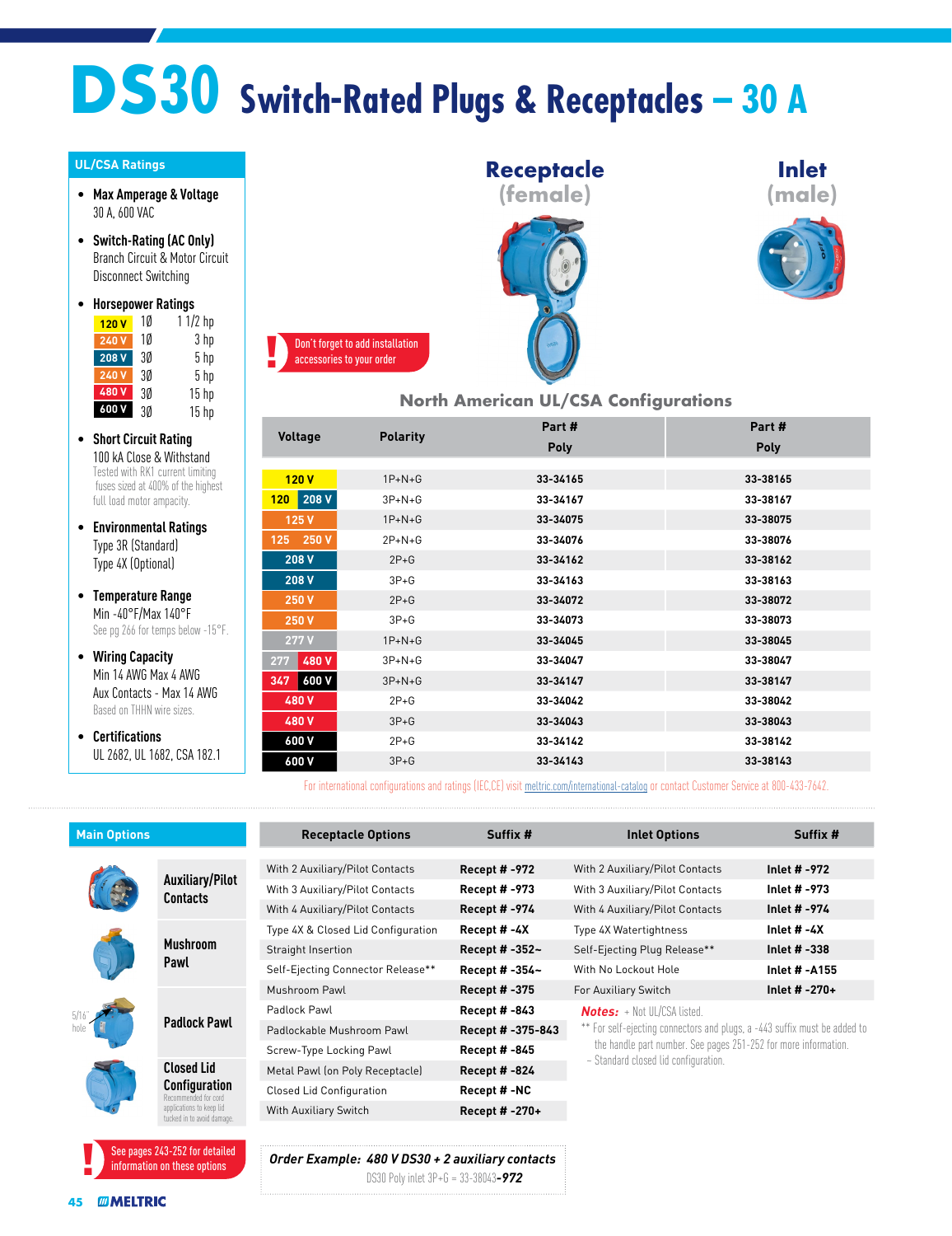# DS30 Switch-Rated Plugs & Receptacles – 30 A

## UL/CSA Ratings

- **Max Amperage & Voltage**
  30 A, 600 VAC
- **Switch-Rating (AC Only)**
  Branch Circuit & Motor Circuit Disconnect Switching
- **Horsepower Ratings**

| Voltage | Phase | hp |
|---|---|---|
| 120 V | 1Ø | 1 1/2 hp |
| 240 V | 1Ø | 3 hp |
| 208 V | 3Ø | 5 hp |
| 240 V | 3Ø | 5 hp |
| 480 V | 3Ø | 15 hp |
| 600 V | 3Ø | 15 hp |

- **Short Circuit Rating**
  100 kA Close & Withstand
  Tested with RK1 current limiting fuses sized at 400% of the highest full load motor ampacity.
- **Environmental Ratings**
  Type 3R (Standard)
  Type 4X (Optional)
- **Temperature Range**
  Min -40°F/Max 140°F
  See pg 266 for temps below -15°F.
- **Wiring Capacity**
  Min 14 AWG Max 4 AWG
  Aux Contacts - Max 14 AWG
  Based on THHN wire sizes.
- **Certifications**
  UL 2682, UL 1682, CSA 182.1

**Receptacle (female)** | **Inlet (male)**

**!** Don't forget to add installation accessories to your order

## North American UL/CSA Configurations

| Voltage | Polarity | Part # Poly (Receptacle) | Part # Poly (Inlet) |
|---|---|---|---|
| 120 V | 1P+N+G | 33-34165 | 33-38165 |
| 120 / 208 V | 3P+N+G | 33-34167 | 33-38167 |
| 125 V | 1P+N+G | 33-34075 | 33-38075 |
| 125 / 250 V | 2P+N+G | 33-34076 | 33-38076 |
| 208 V | 2P+G | 33-34162 | 33-38162 |
| 208 V | 3P+G | 33-34163 | 33-38163 |
| 250 V | 2P+G | 33-34072 | 33-38072 |
| 250 V | 3P+G | 33-34073 | 33-38073 |
| 277 V | 1P+N+G | 33-34045 | 33-38045 |
| 277 / 480 V | 3P+N+G | 33-34047 | 33-38047 |
| 347 / 600 V | 3P+N+G | 33-34147 | 33-38147 |
| 480 V | 2P+G | 33-34042 | 33-38042 |
| 480 V | 3P+G | 33-34043 | 33-38043 |
| 600 V | 2P+G | 33-34142 | 33-38142 |
| 600 V | 3P+G | 33-34143 | 33-38143 |

For international configurations and ratings (IEC,CE) visit meltric.com/international-catalog or contact Customer Service at 800-433-7642.

## Main Options

- **Auxiliary/Pilot Contacts**
- **Mushroom Pawl**
- **Padlock Pawl** (5/16" hole)
- **Closed Lid Configuration** – Recommended for cord applications to keep lid tucked in to avoid damage.

**!** See pages 243-252 for detailed information on these options

| Receptacle Options | Suffix # |
|---|---|
| With 2 Auxiliary/Pilot Contacts | Recept # -972 |
| With 3 Auxiliary/Pilot Contacts | Recept # -973 |
| With 4 Auxiliary/Pilot Contacts | Recept # -974 |
| Type 4X & Closed Lid Configuration | Recept # -4X |
| Straight Insertion | Recept # -352~ |
| Self-Ejecting Connector Release** | Recept # -354~ |
| Mushroom Pawl | Recept # -375 |
| Padlock Pawl | Recept # -843 |
| Padlockable Mushroom Pawl | Recept # -375-843 |
| Screw-Type Locking Pawl | Recept # -845 |
| Metal Pawl (on Poly Receptacle) | Recept # -824 |
| Closed Lid Configuration | Recept # -NC |
| With Auxiliary Switch | Recept # -270+ |

| Inlet Options | Suffix # |
|---|---|
| With 2 Auxiliary/Pilot Contacts | Inlet # -972 |
| With 3 Auxiliary/Pilot Contacts | Inlet # -973 |
| With 4 Auxiliary/Pilot Contacts | Inlet # -974 |
| Type 4X Watertightness | Inlet # -4X |
| Self-Ejecting Plug Release** | Inlet # -338 |
| With No Lockout Hole | Inlet # -A155 |
| For Auxiliary Switch | Inlet # -270+ |

***Notes:*** + Not UL/CSA listed.
** For self-ejecting connectors and plugs, a -443 suffix must be added to the handle part number. See pages 251-252 for more information.
~ Standard closed lid configuration.

***Order Example: 480 V DS30 + 2 auxiliary contacts***
DS30 Poly inlet 3P+G = 33-38043-***972***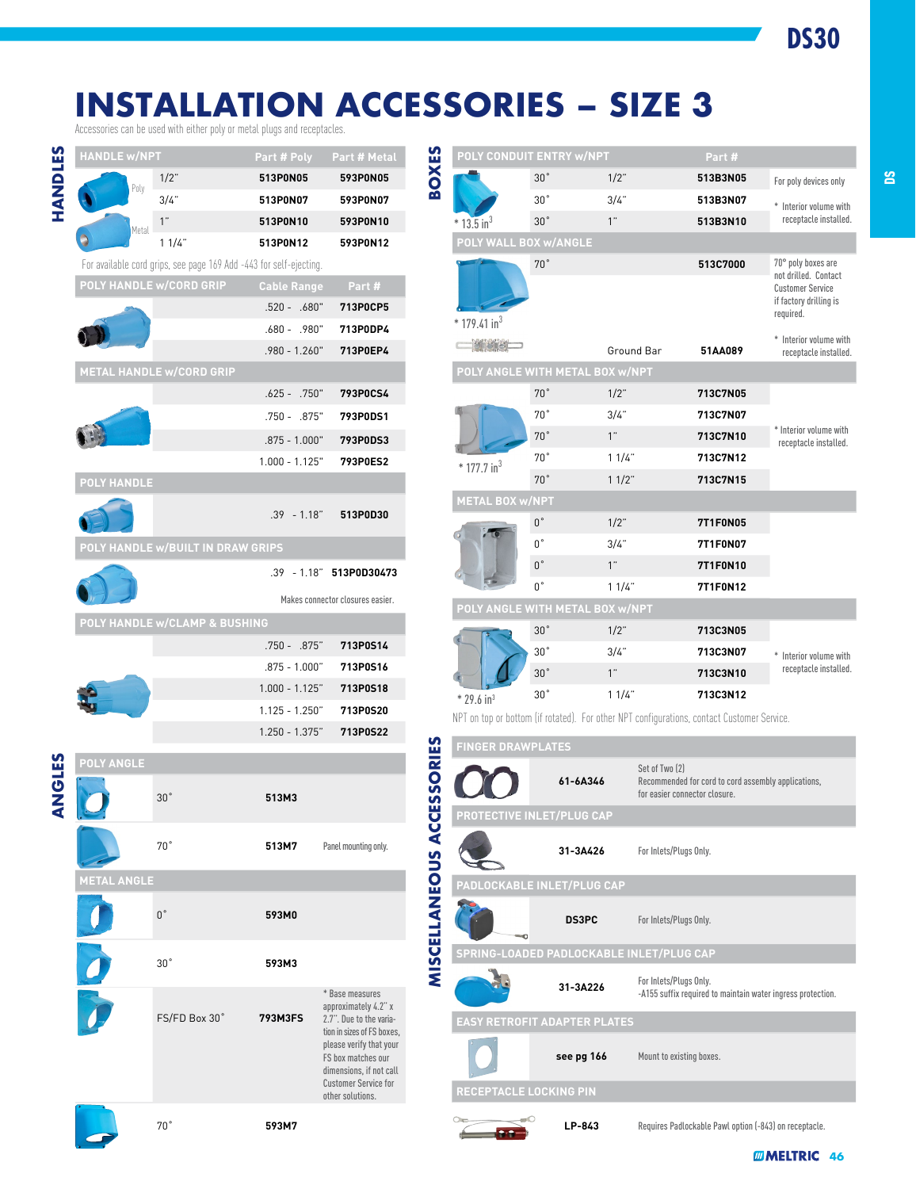# INSTALLATION ACCESSORIES – SIZE 3

Accessories can be used with either poly or metal plugs and receptacles.

## HANDLES

| HANDLE w/NPT | Part # Poly | Part # Metal |
|---|---|---|
| 1/2" | 513P0N05 | 593P0N05 |
| 3/4" | 513P0N07 | 593P0N07 |
| 1" | 513P0N10 | 593P0N10 |
| 1 1/4" | 513P0N12 | 593P0N12 |

Poly / Metal

For available cord grips, see page 169 Add -443 for self-ejecting.

| POLY HANDLE w/CORD GRIP | Cable Range | Part # |
|---|---|---|
| | .520 - .680" | 713P0CP5 |
| | .680 - .980" | 713P0DP4 |
| | .980 - 1.260" | 713P0EP4 |

| METAL HANDLE w/CORD GRIP | Cable Range | Part # |
|---|---|---|
| | .625 - .750" | 793P0CS4 |
| | .750 - .875" | 793P0DS1 |
| | .875 - 1.000" | 793P0DS3 |
| | 1.000 - 1.125" | 793P0ES2 |

| POLY HANDLE | Cable Range | Part # |
|---|---|---|
| | .39 - 1.18" | 513P0D30 |

| POLY HANDLE w/BUILT IN DRAW GRIPS | Cable Range | Part # |
|---|---|---|
| | .39 - 1.18" | 513P0D30473 |

Makes connector closures easier.

| POLY HANDLE w/CLAMP & BUSHING | Cable Range | Part # |
|---|---|---|
| | .750 - .875" | 713P0S14 |
| | .875 - 1.000" | 713P0S16 |
| | 1.000 - 1.125" | 713P0S18 |
| | 1.125 - 1.250" | 713P0S20 |
| | 1.250 - 1.375" | 713P0S22 |

## ANGLES

| POLY ANGLE | Part # | Notes |
|---|---|---|
| 30˚ | 513M3 | |
| 70˚ | 513M7 | Panel mounting only. |

| METAL ANGLE | Part # | Notes |
|---|---|---|
| 0˚ | 593M0 | |
| 30˚ | 593M3 | |
| FS/FD Box 30˚ | 793M3FS | * Base measures approximately 4.2" x 2.7". Due to the variation in sizes of FS boxes, please verify that your FS box matches our dimensions, if not call Customer Service for other solutions. |
| 70˚ | 593M7 | |

## BOXES

| POLY CONDUIT ENTRY w/NPT | | Part # | Notes |
|---|---|---|---|
| 30˚ | 1/2" | 513B3N05 | For poly devices only |
| 30˚ | 3/4" | 513B3N07 | * Interior volume with receptacle installed. |
| 30˚ | 1" | 513B3N10 | |

* 13.5 in$^3$

| POLY WALL BOX w/ANGLE | | Part # | Notes |
|---|---|---|---|
| 70˚ | | 513C7000 | 70° poly boxes are not drilled. Contact Customer Service if factory drilling is required. |
| | Ground Bar | 51AA089 | * Interior volume with receptacle installed. |

* 179.41 in$^3$

| POLY ANGLE WITH METAL BOX w/NPT | | Part # | Notes |
|---|---|---|---|
| 70˚ | 1/2" | 713C7N05 | |
| 70˚ | 3/4" | 713C7N07 | |
| 70˚ | 1" | 713C7N10 | * Interior volume with receptacle installed. |
| 70˚ | 1 1/4" | 713C7N12 | |
| 70˚ | 1 1/2" | 713C7N15 | |

* 177.7 in$^3$

| METAL BOX w/NPT | | Part # |
|---|---|---|
| 0˚ | 1/2" | 7T1F0N05 |
| 0˚ | 3/4" | 7T1F0N07 |
| 0˚ | 1" | 7T1F0N10 |
| 0˚ | 1 1/4" | 7T1F0N12 |

| POLY ANGLE WITH METAL BOX w/NPT | | Part # | Notes |
|---|---|---|---|
| 30˚ | 1/2" | 713C3N05 | |
| 30˚ | 3/4" | 713C3N07 | * Interior volume with receptacle installed. |
| 30˚ | 1" | 713C3N10 | |
| 30˚ | 1 1/4" | 713C3N12 | |

* 29.6 in$^3$

NPT on top or bottom (if rotated). For other NPT configurations, contact Customer Service.

## MISCELLANEOUS ACCESSORIES

| Item | Part # | Notes |
|---|---|---|
| FINGER DRAWPLATES | 61-6A346 | Set of Two (2) Recommended for cord to cord assembly applications, for easier connector closure. |
| PROTECTIVE INLET/PLUG CAP | 31-3A426 | For Inlets/Plugs Only. |
| PADLOCKABLE INLET/PLUG CAP | DS3PC | For Inlets/Plugs Only. |
| SPRING-LOADED PADLOCKABLE INLET/PLUG CAP | 31-3A226 | For Inlets/Plugs Only. -A155 suffix required to maintain water ingress protection. |
| EASY RETROFIT ADAPTER PLATES | see pg 166 | Mount to existing boxes. |
| RECEPTACLE LOCKING PIN | LP-843 | Requires Padlockable Pawl option (-843) on receptacle. |